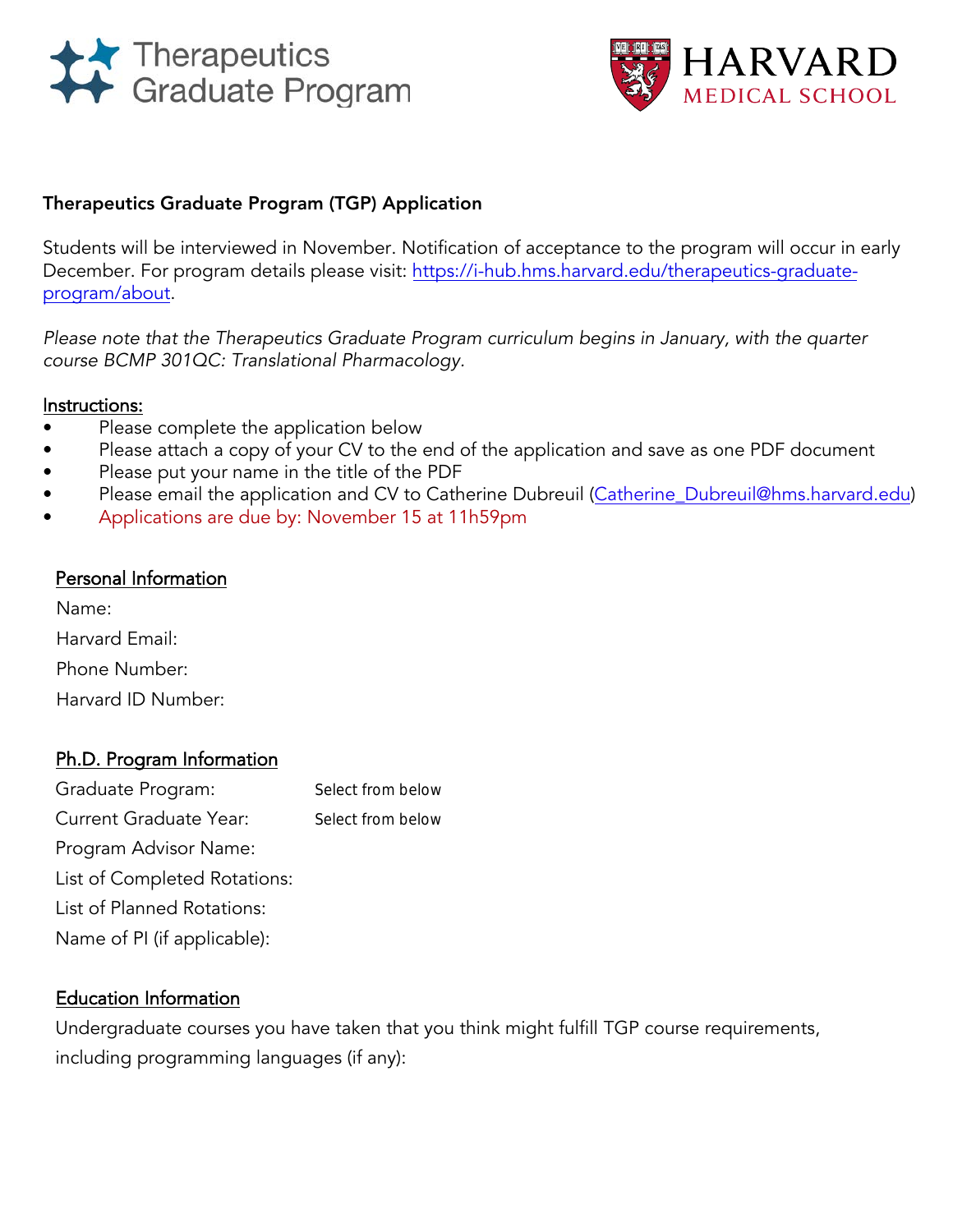Therapeutics Graduate Program

HARVARD MEDICAL SCHOOL

**Therapeutics Graduate Program (TGP) Application**

Students will be interviewed in November. Notification of acceptance to the program will occur in early December. For program details please visit: https://i-hub.hms.harvard.edu/therapeutics-graduate-program/about.

*Please note that the Therapeutics Graduate Program curriculum begins in January, with the quarter course BCMP 301QC: Translational Pharmacology.*

Instructions:

- Please complete the application below
- Please attach a copy of your CV to the end of the application and save as one PDF document
- Please put your name in the title of the PDF
- Please email the application and CV to Catherine Dubreuil (Catherine_Dubreuil@hms.harvard.edu)
- Applications are due by: November 15 at 11h59pm

## Personal Information

Name:

Harvard Email:

Phone Number:

Harvard ID Number:

## Ph.D. Program Information

Graduate Program: Select from below

Current Graduate Year: Select from below

Program Advisor Name:

List of Completed Rotations:

List of Planned Rotations:

Name of PI (if applicable):

## Education Information

Undergraduate courses you have taken that you think might fulfill TGP course requirements, including programming languages (if any):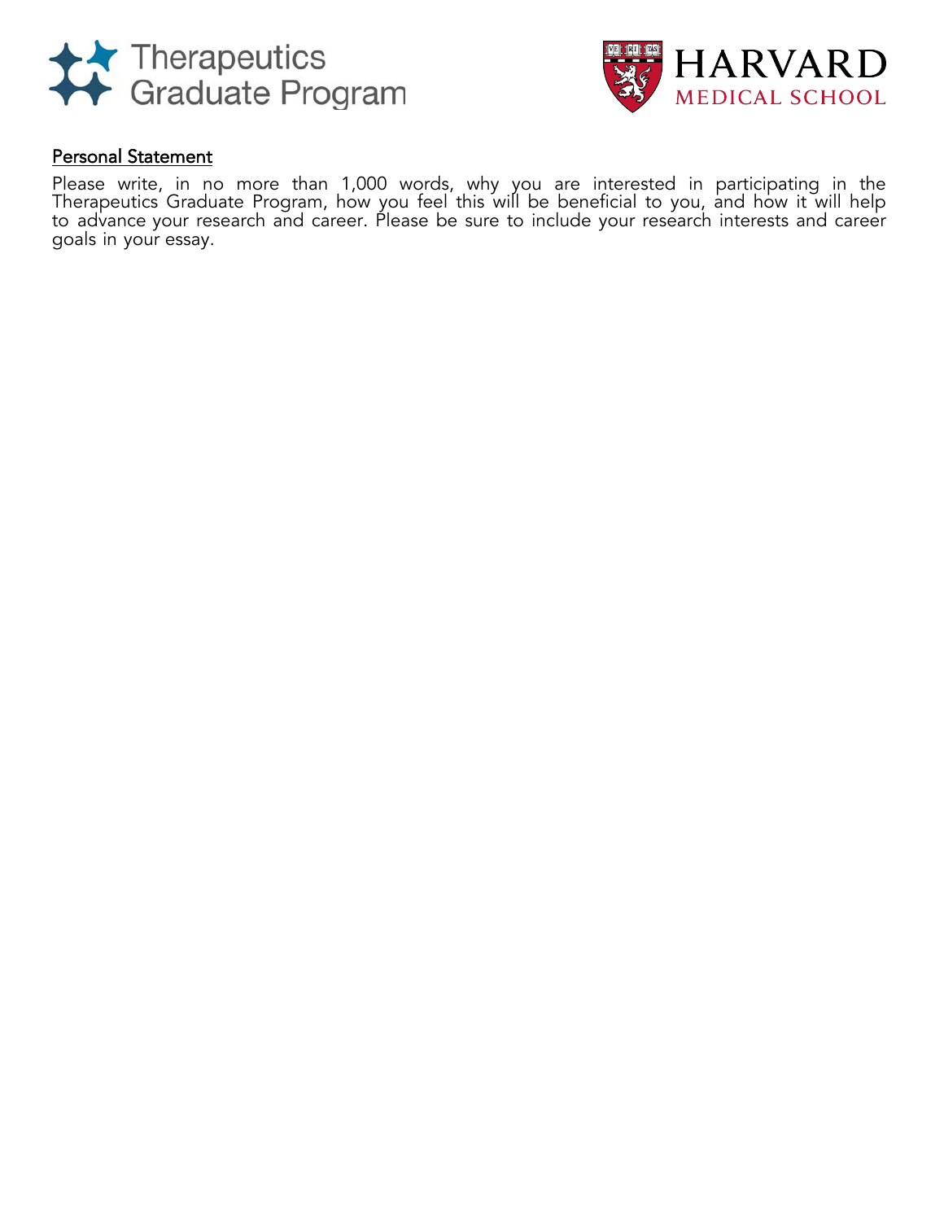Therapeutics Graduate Program

HARVARD MEDICAL SCHOOL

## Personal Statement

Please write, in no more than 1,000 words, why you are interested in participating in the Therapeutics Graduate Program, how you feel this will be beneficial to you, and how it will help to advance your research and career. Please be sure to include your research interests and career goals in your essay.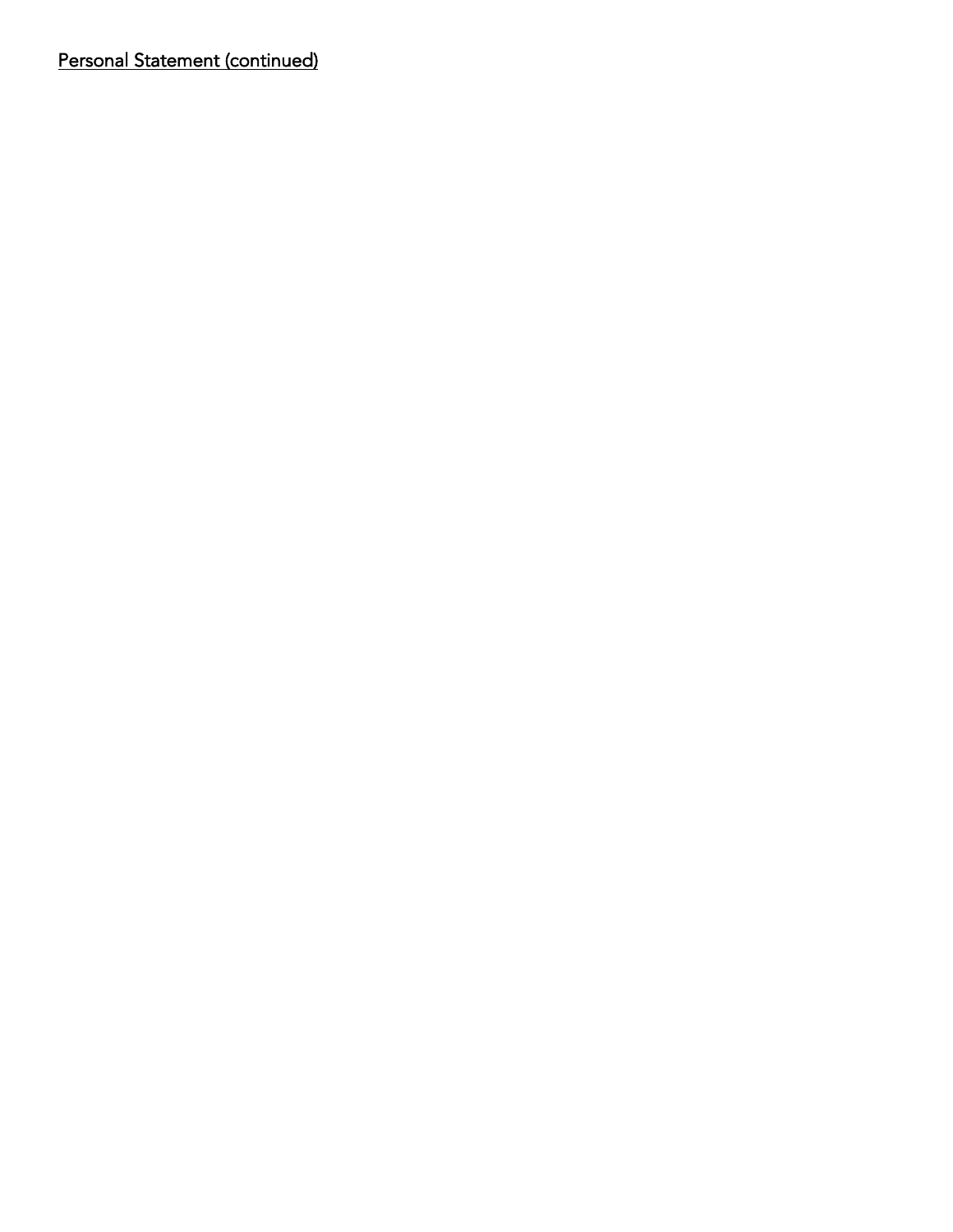Personal Statement (continued)